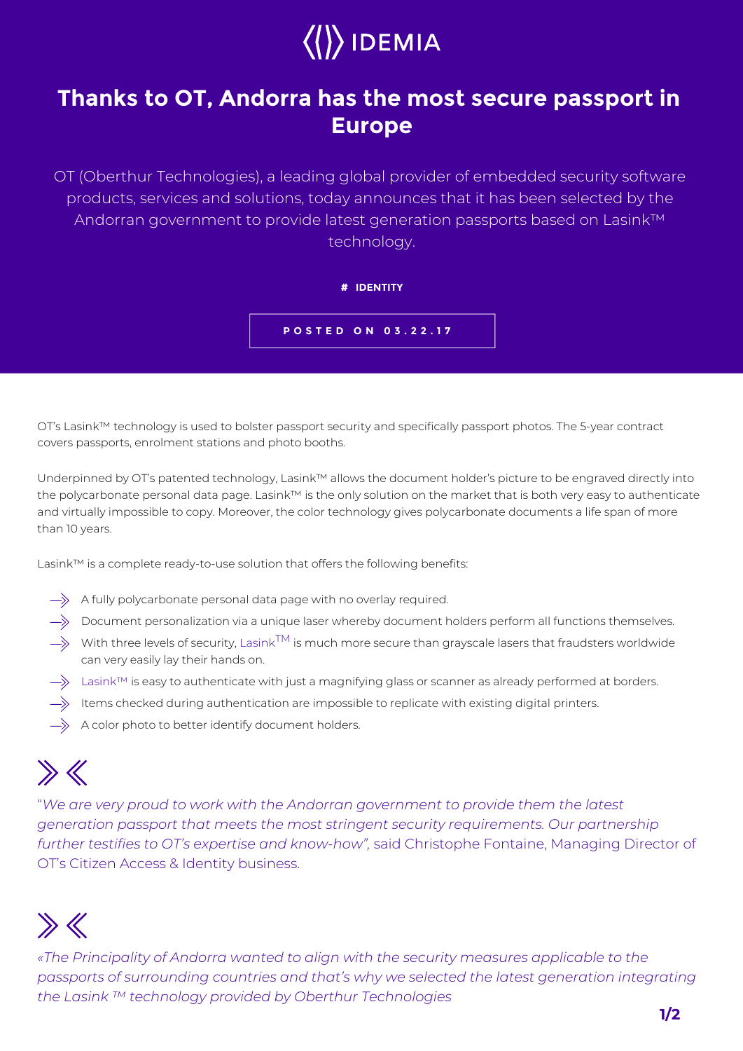IDEMIA

# Thanks to OT, Andorra has the most secure passport in Europe

OT (Oberthur Technologies), a leading global provider of embedded security software products, services and solutions, today announces that it has been selected by the Andorran government to provide latest generation passports based on Lasink™ technology.

**# IDENTITY**

**POSTED ON 03.22.17**

OT's Lasink™ technology is used to bolster passport security and specifically passport photos. The 5-year contract covers passports, enrolment stations and photo booths.

Underpinned by OT's patented technology, Lasink™ allows the document holder's picture to be engraved directly into the polycarbonate personal data page. Lasink™ is the only solution on the market that is both very easy to authenticate and virtually impossible to copy. Moreover, the color technology gives polycarbonate documents a life span of more than 10 years.

Lasink™ is a complete ready-to-use solution that offers the following benefits:

- A fully polycarbonate personal data page with no overlay required.
- Document personalization via a unique laser whereby document holders perform all functions themselves.
- With three levels of security, Lasink™ is much more secure than grayscale lasers that fraudsters worldwide can very easily lay their hands on.
- Lasink™ is easy to authenticate with just a magnifying glass or scanner as already performed at borders.
- Items checked during authentication are impossible to replicate with existing digital printers.
- A color photo to better identify document holders.

"*We are very proud to work with the Andorran government to provide them the latest generation passport that meets the most stringent security requirements. Our partnership further testifies to OT's expertise and know-how",* said Christophe Fontaine, Managing Director of OT's Citizen Access & Identity business.

*«The Principality of Andorra wanted to align with the security measures applicable to the passports of surrounding countries and that's why we selected the latest generation integrating the Lasink ™ technology provided by Oberthur Technologies*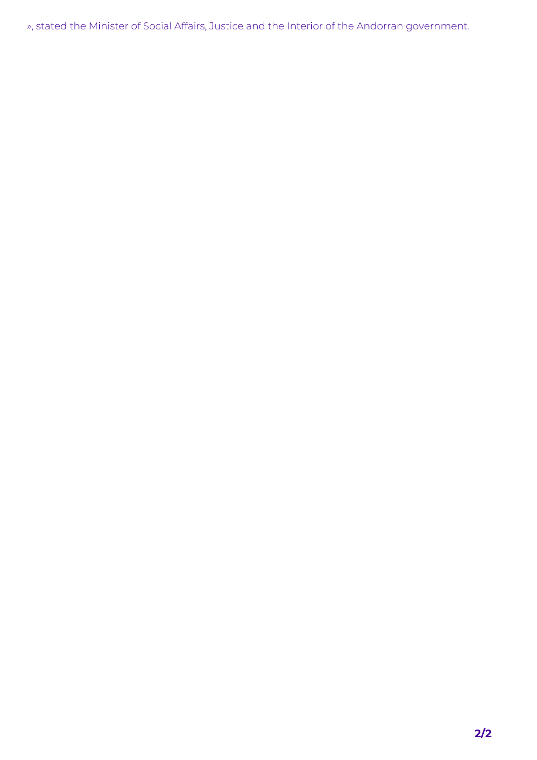», stated the Minister of Social Affairs, Justice and the Interior of the Andorran government.